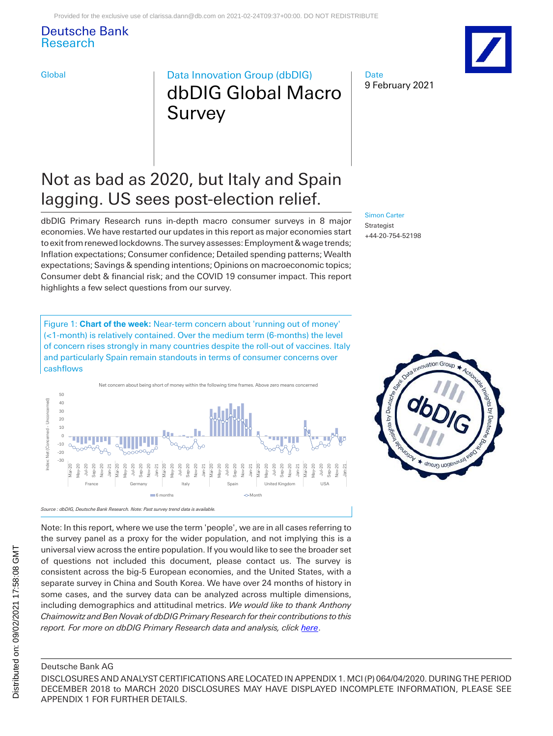Deutsche Bank
Research

Global

Data Innovation Group (dbDIG)

# dbDIG Global Macro Survey

Date
9 February 2021

## Not as bad as 2020, but Italy and Spain lagging. US sees post-election relief.

dbDIG Primary Research runs in-depth macro consumer surveys in 8 major economies. We have restarted our updates in this report as major economies start to exit from renewed lockdowns. The survey assesses: Employment & wage trends; Inflation expectations; Consumer confidence; Detailed spending patterns; Wealth expectations; Savings & spending intentions; Opinions on macroeconomic topics; Consumer debt & financial risk; and the COVID 19 consumer impact. This report highlights a few select questions from our survey.

Simon Carter
Strategist
+44-20-754-52198

Figure 1: **Chart of the week:** Near-term concern about 'running out of money' (<1-month) is relatively contained. Over the medium term (6-months) the level of concern rises strongly in many countries despite the roll-out of vaccines. Italy and particularly Spain remain standouts in terms of consumer concerns over cashflows

*Source : dbDIG, Deutsche Bank Research. Note: Past survey trend data is available.*

Note: In this report, where we use the term 'people', we are in all cases referring to the survey panel as a proxy for the wider population, and not implying this is a universal view across the entire population. If you would like to see the broader set of questions not included this document, please contact us. The survey is consistent across the big-5 European economies, and the United States, with a separate survey in China and South Korea. We have over 24 months of history in some cases, and the survey data can be analyzed across multiple dimensions, including demographics and attitudinal metrics. *We would like to thank Anthony Chaimowitz and Ben Novak of dbDIG Primary Research for their contributions to this report. For more on dbDIG Primary Research data and analysis, click here.*

Deutsche Bank AG

DISCLOSURES AND ANALYST CERTIFICATIONS ARE LOCATED IN APPENDIX 1. MCI (P) 064/04/2020. DURING THE PERIOD DECEMBER 2018 to MARCH 2020 DISCLOSURES MAY HAVE DISPLAYED INCOMPLETE INFORMATION, PLEASE SEE APPENDIX 1 FOR FURTHER DETAILS.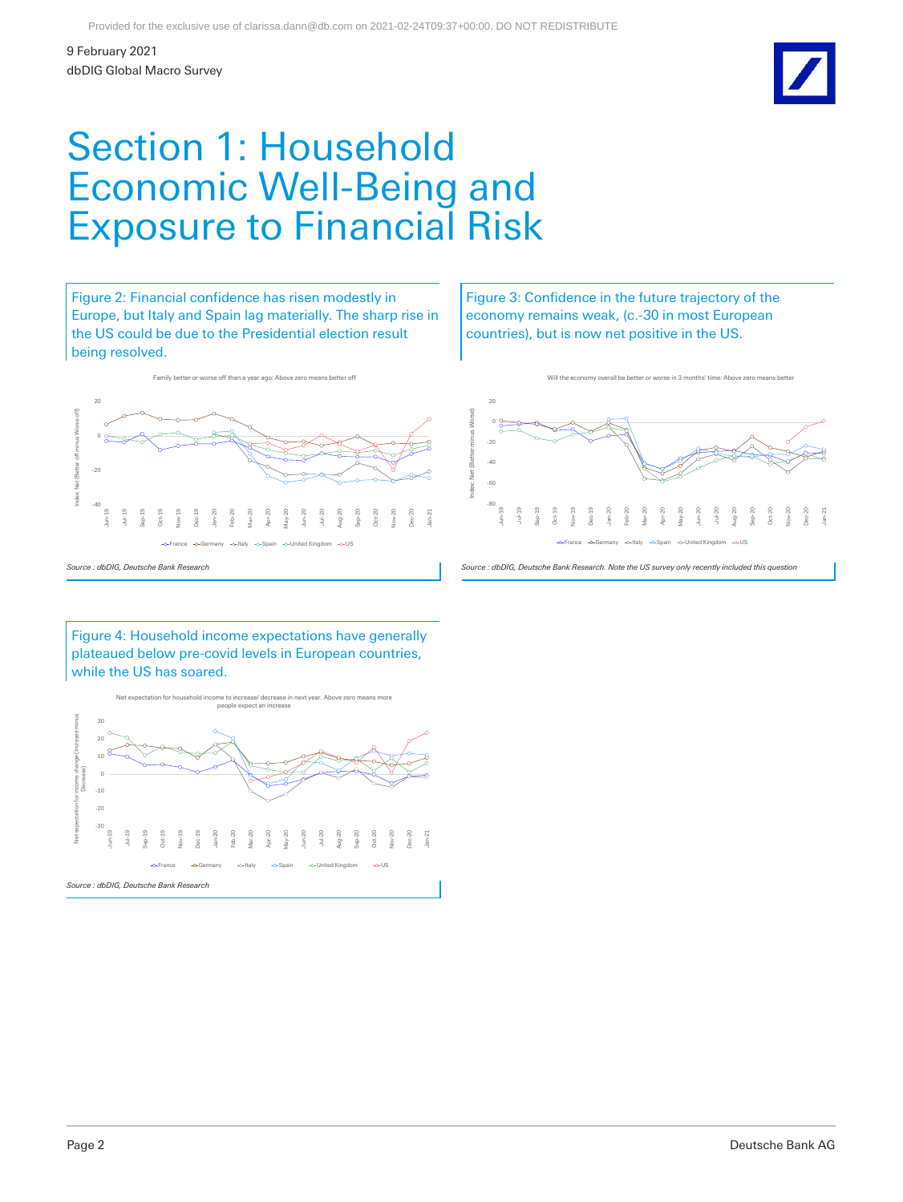# Section 1: Household Economic Well-Being and Exposure to Financial Risk

Figure 2: Financial confidence has risen modestly in Europe, but Italy and Spain lag materially. The sharp rise in the US could be due to the Presidential election result being resolved.

Family better or worse off than a year ago: Above zero means better off

*Source : dbDIG, Deutsche Bank Research*

Figure 3: Confidence in the future trajectory of the economy remains weak, (c.-30 in most European countries), but is now net positive in the US.

Will the economy overall be better or worse in 3 months' time: Above zero means better

*Source : dbDIG, Deutsche Bank Research. Note the US survey only recently included this question*

Figure 4: Household income expectations have generally plateaued below pre-covid levels in European countries, while the US has soared.

Net expectation for household income to increase/ decrease in next year. Above zero means more people expect an increase

*Source : dbDIG, Deutsche Bank Research*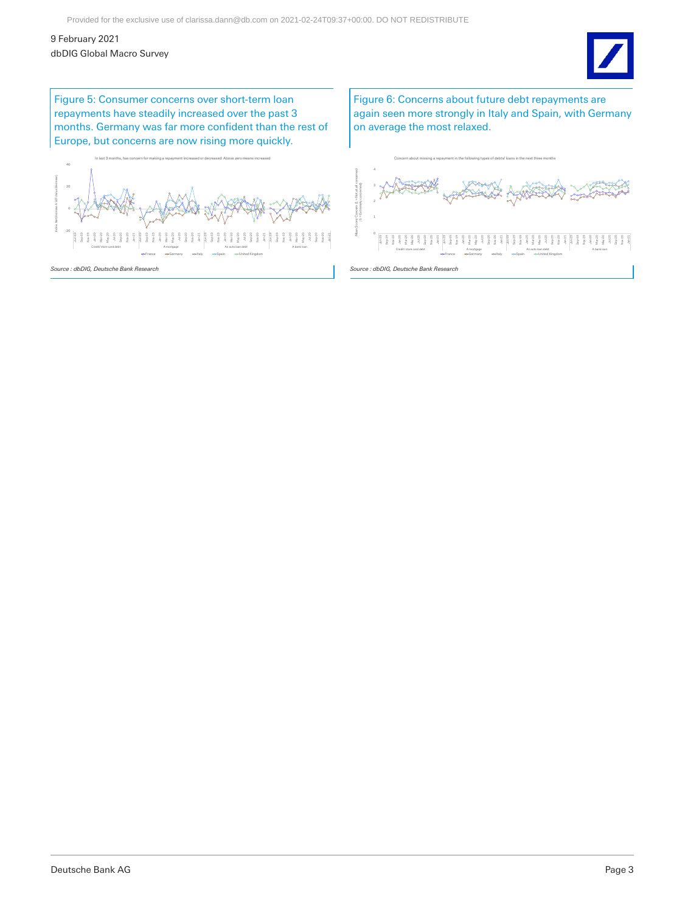Figure 5: Consumer concerns over short-term loan repayments have steadily increased over the past 3 months. Germany was far more confident than the rest of Europe, but concerns are now rising more quickly.

In last 3 months, has concern for making a repayment increased or decreased: Above zero means increased

*Source : dbDIG, Deutsche Bank Research*

Figure 6: Concerns about future debt repayments are again seen more strongly in Italy and Spain, with Germany on average the most relaxed.

Concern about missing a repayment in the following types of debts/ loans in the next three months

*Source : dbDIG, Deutsche Bank Research*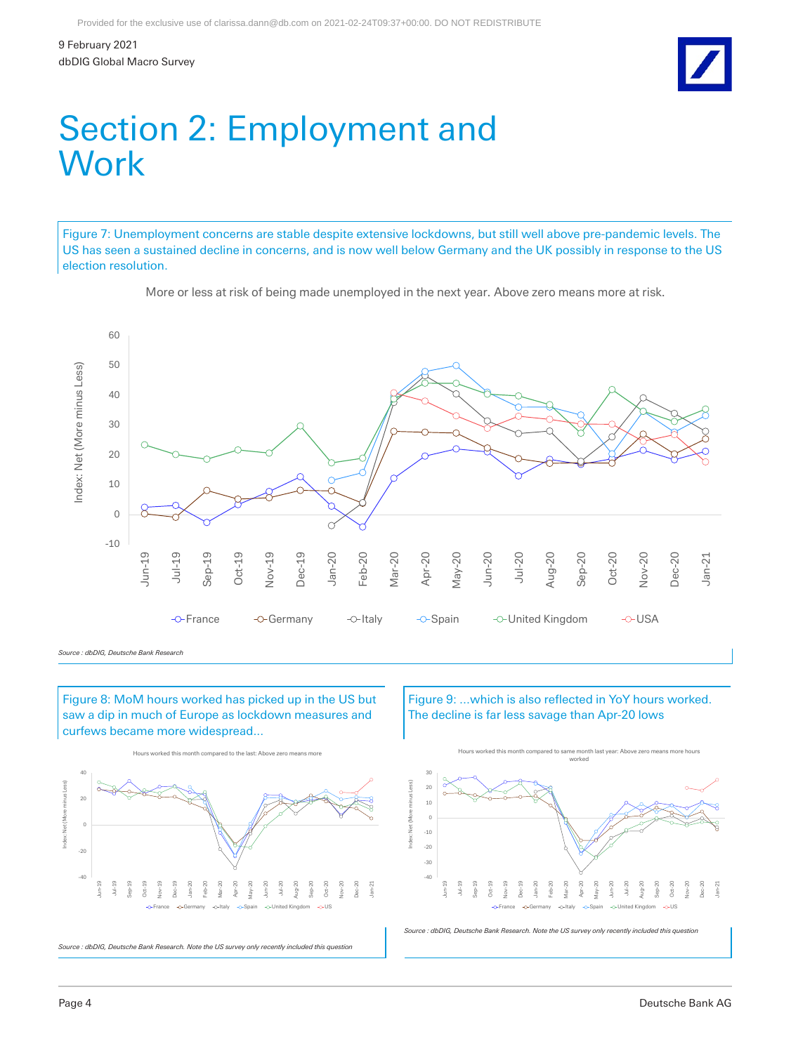# Section 2: Employment and Work

Figure 7: Unemployment concerns are stable despite extensive lockdowns, but still well above pre-pandemic levels. The US has seen a sustained decline in concerns, and is now well below Germany and the UK possibly in response to the US election resolution.

More or less at risk of being made unemployed in the next year. Above zero means more at risk.

*Source : dbDIG, Deutsche Bank Research*

Figure 8: MoM hours worked has picked up in the US but saw a dip in much of Europe as lockdown measures and curfews became more widespread...

Hours worked this month compared to the last: Above zero means more

*Source : dbDIG, Deutsche Bank Research. Note the US survey only recently included this question*

Figure 9: ...which is also reflected in YoY hours worked. The decline is far less savage than Apr-20 lows

Hours worked this month compared to same month last year: Above zero means more hours worked

*Source : dbDIG, Deutsche Bank Research. Note the US survey only recently included this question*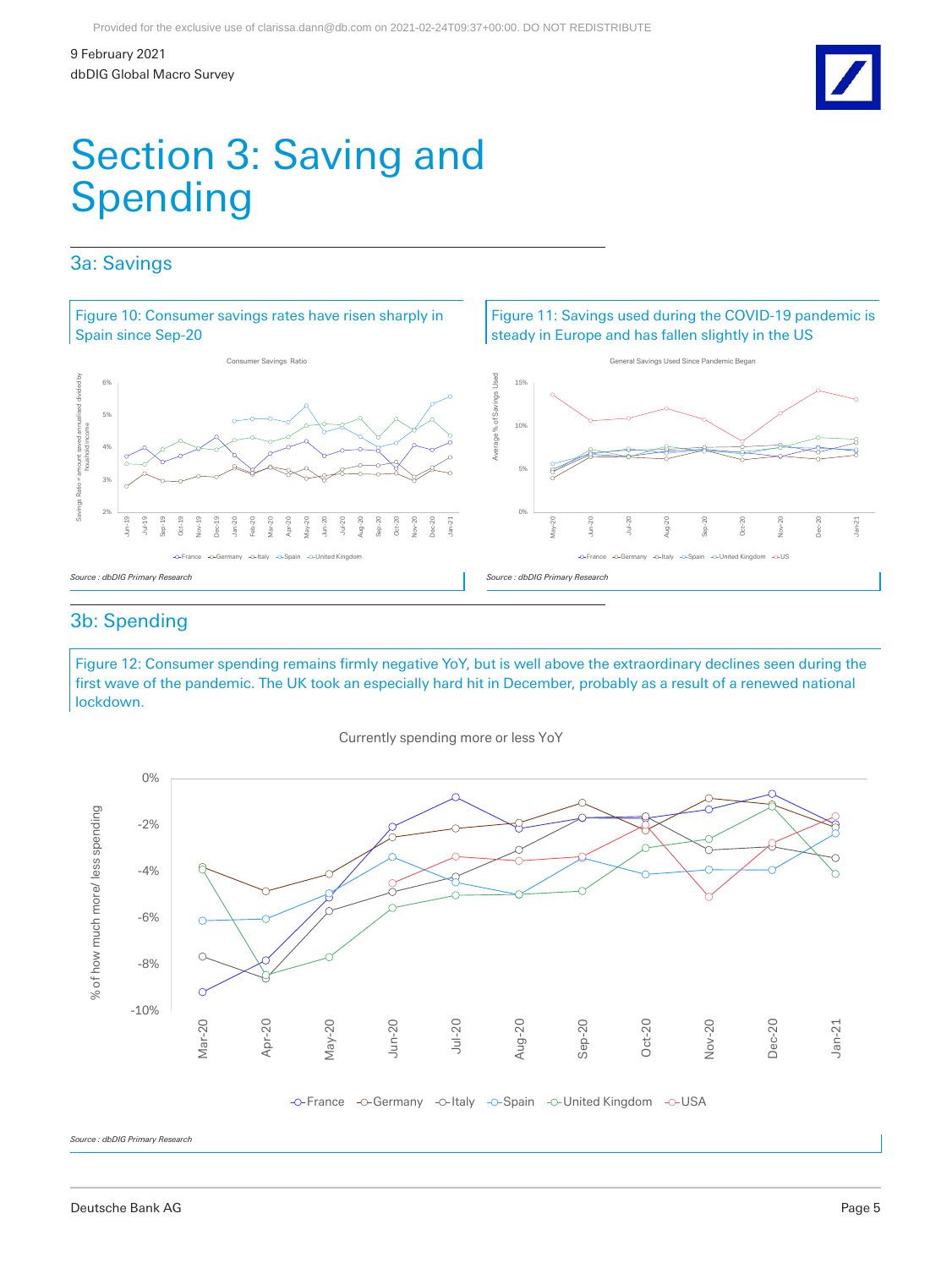# Section 3: Saving and Spending

## 3a: Savings

Figure 10: Consumer savings rates have risen sharply in Spain since Sep-20

*Source : dbDIG Primary Research*

Figure 11: Savings used during the COVID-19 pandemic is steady in Europe and has fallen slightly in the US

*Source : dbDIG Primary Research*

## 3b: Spending

Figure 12: Consumer spending remains firmly negative YoY, but is well above the extraordinary declines seen during the first wave of the pandemic. The UK took an especially hard hit in December, probably as a result of a renewed national lockdown.

*Source : dbDIG Primary Research*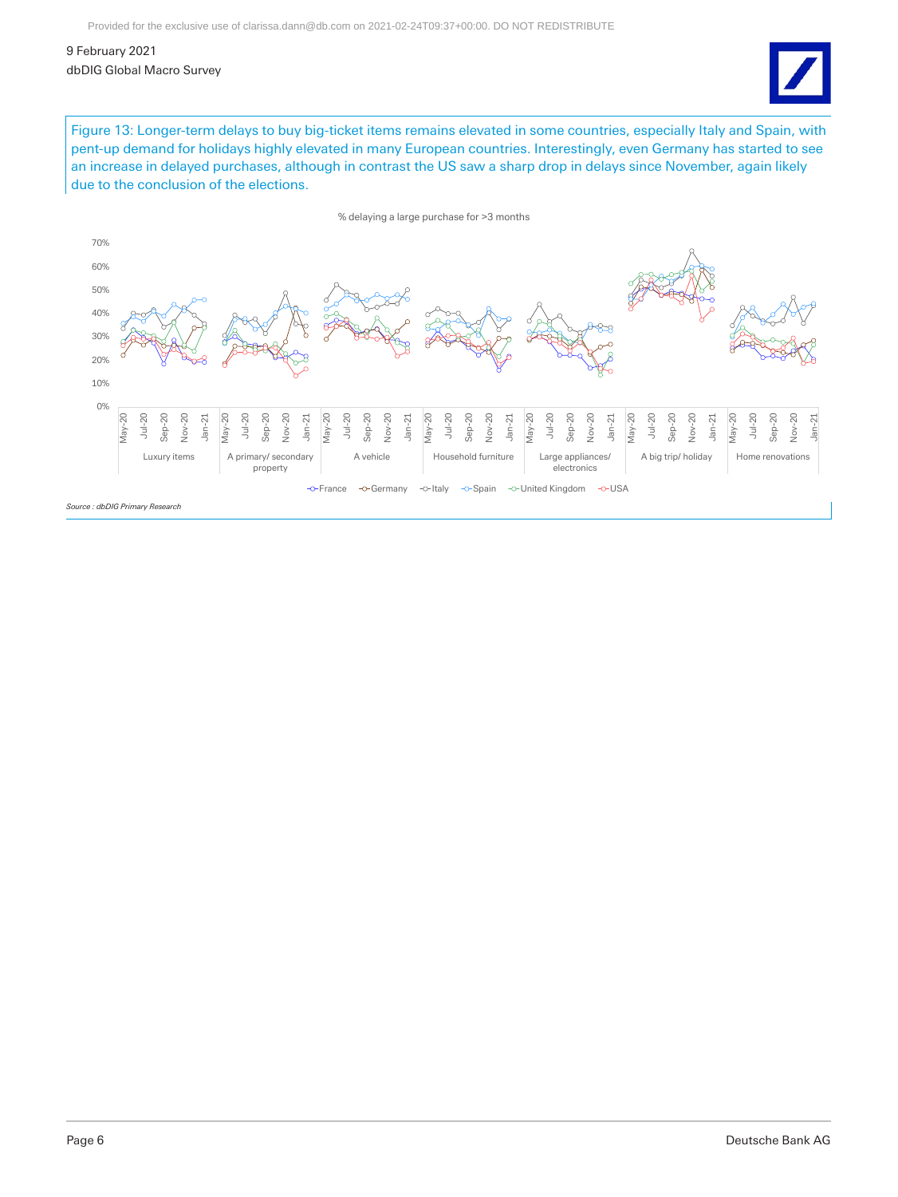Figure 13: Longer-term delays to buy big-ticket items remains elevated in some countries, especially Italy and Spain, with pent-up demand for holidays highly elevated in many European countries. Interestingly, even Germany has started to see an increase in delayed purchases, although in contrast the US saw a sharp drop in delays since November, again likely due to the conclusion of the elections.

% delaying a large purchase for >3 months

Luxury items | A primary/ secondary property | A vehicle | Household furniture | Large appliances/ electronics | A big trip/ holiday | Home renovations

France, Germany, Italy, Spain, United Kingdom, USA

*Source : dbDIG Primary Research*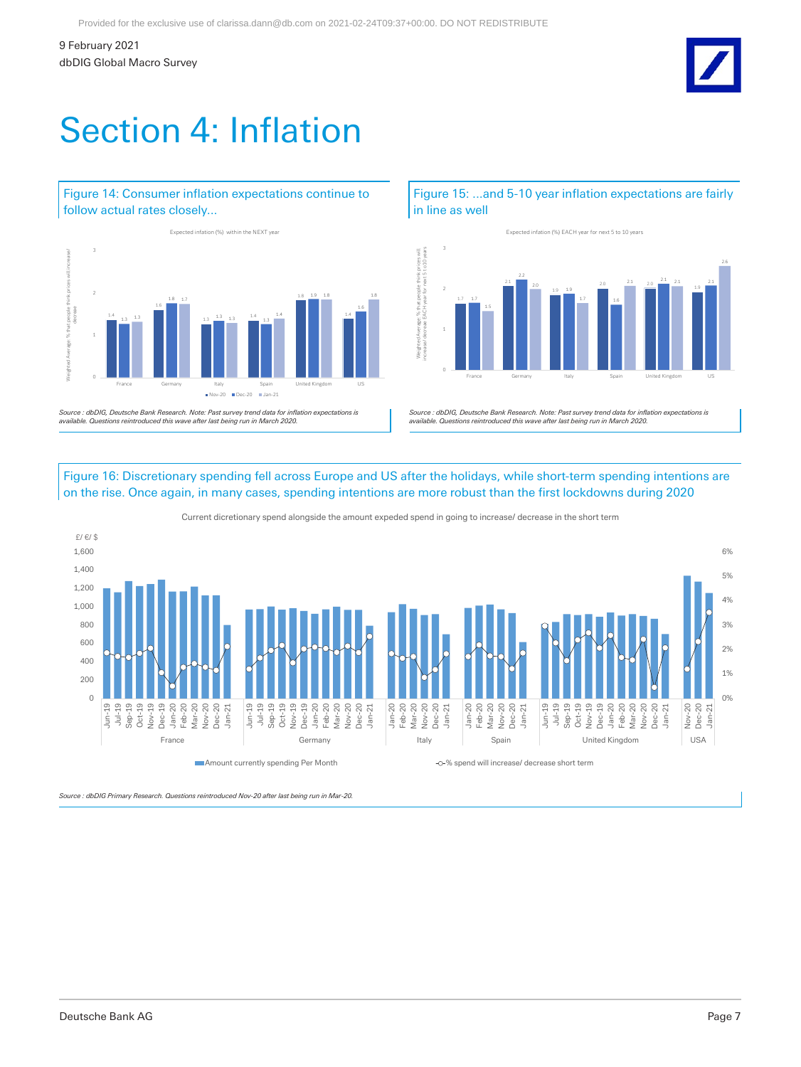# Section 4: Inflation

Figure 14: Consumer inflation expectations continue to follow actual rates closely...

Expected inflation (%) within the NEXT year

| | Nov-20 | Dec-20 | Jan-21 |
|---|---|---|---|
| France | 1.4 | 1.3 | 1.3 |
| Germany | 1.6 | 1.8 | 1.7 |
| Italy | 1.3 | 1.3 | 1.3 |
| Spain | 1.4 | 1.3 | 1.4 |
| United Kingdom | 1.8 | 1.9 | 1.8 |
| US | 1.4 | 1.6 | 1.8 |

*Source : dbDIG, Deutsche Bank Research. Note: Past survey trend data for inflation expectations is available. Questions reintroduced this wave after last being run in March 2020.*

Figure 15: ...and 5-10 year inflation expectations are fairly in line as well

Expected inflation (%) EACH year for next 5 to 10 years

| | Nov-20 | Dec-20 | Jan-21 |
|---|---|---|---|
| France | 1.7 | 1.7 | 1.5 |
| Germany | 2.1 | 2.2 | 2.0 |
| Italy | 1.9 | 1.9 | 1.7 |
| Spain | 2.0 | 1.6 | 2.1 |
| United Kingdom | 2.0 | 2.1 | 2.1 |
| US | 1.9 | 2.1 | 2.6 |

*Source : dbDIG, Deutsche Bank Research. Note: Past survey trend data for inflation expectations is available. Questions reintroduced this wave after last being run in March 2020.*

Figure 16: Discretionary spending fell across Europe and US after the holidays, while short-term spending intentions are on the rise. Once again, in many cases, spending intentions are more robust than the first lockdowns during 2020

Current dicretionary spend alongside the amount expeded spend in going to increase/ decrease in the short term

Legend: Amount currently spending Per Month (£/ €/ $, left axis); % spend will increase/ decrease short term (right axis)

Countries and periods: France (Jun-19 to Jan-21), Germany (Jun-19 to Jan-21), Italy (Jan-20 to Jan-21), Spain (Jan-20 to Jan-21), United Kingdom (Jun-19 to Jan-21), USA (Nov-20 to Jan-21)

*Source : dbDIG Primary Research. Questions reintroduced Nov-20 after last being run in Mar-20.*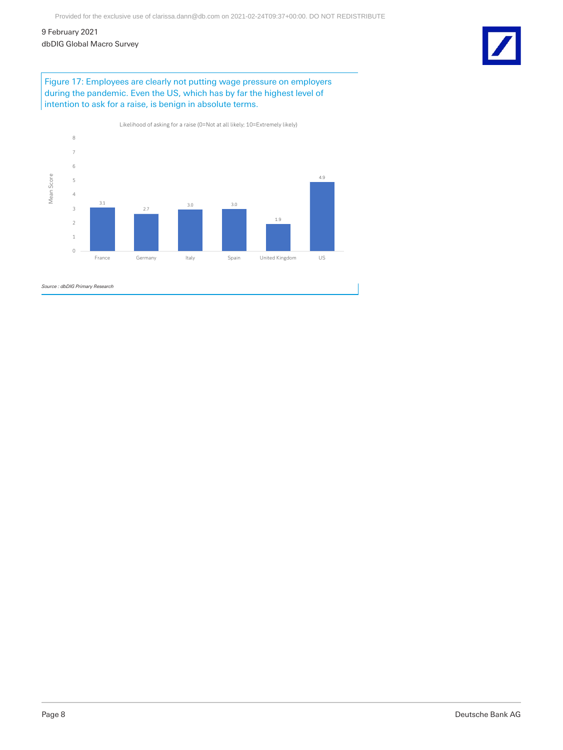Figure 17: Employees are clearly not putting wage pressure on employers during the pandemic. Even the US, which has by far the highest level of intention to ask for a raise, is benign in absolute terms.

Likelihood of asking for a raise (0=Not at all likely; 10=Extremely likely)

| Country | Mean Score |
| --- | --- |
| France | 3.1 |
| Germany | 2.7 |
| Italy | 3.0 |
| Spain | 3.0 |
| United Kingdom | 1.9 |
| US | 4.9 |

*Source : dbDIG Primary Research*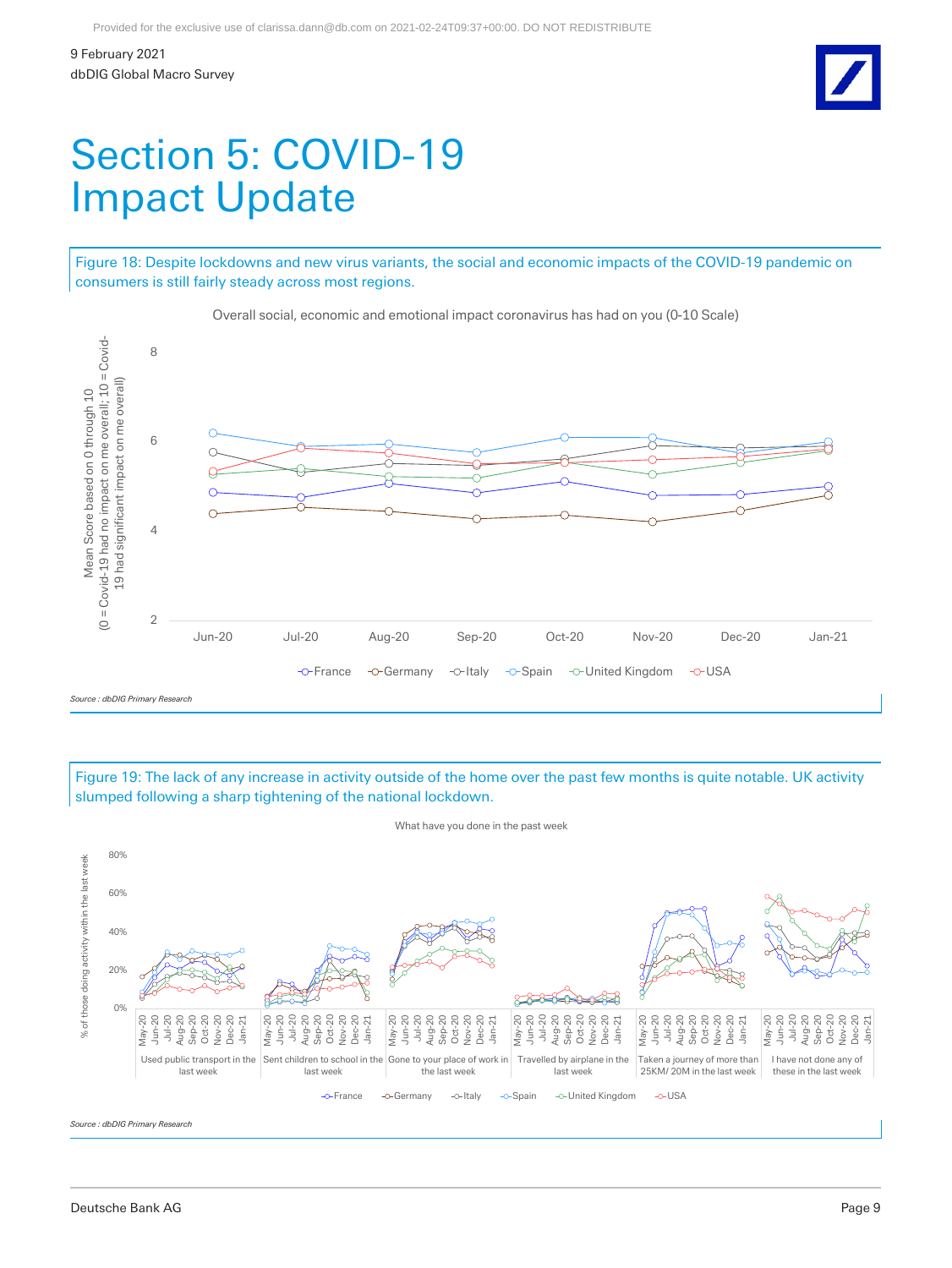# Section 5: COVID-19 Impact Update

Figure 18: Despite lockdowns and new virus variants, the social and economic impacts of the COVID-19 pandemic on consumers is still fairly steady across most regions.

Overall social, economic and emotional impact coronavirus has had on you (0-10 Scale)

Source : dbDIG Primary Research

Figure 19: The lack of any increase in activity outside of the home over the past few months is quite notable. UK activity slumped following a sharp tightening of the national lockdown.

What have you done in the past week

Source : dbDIG Primary Research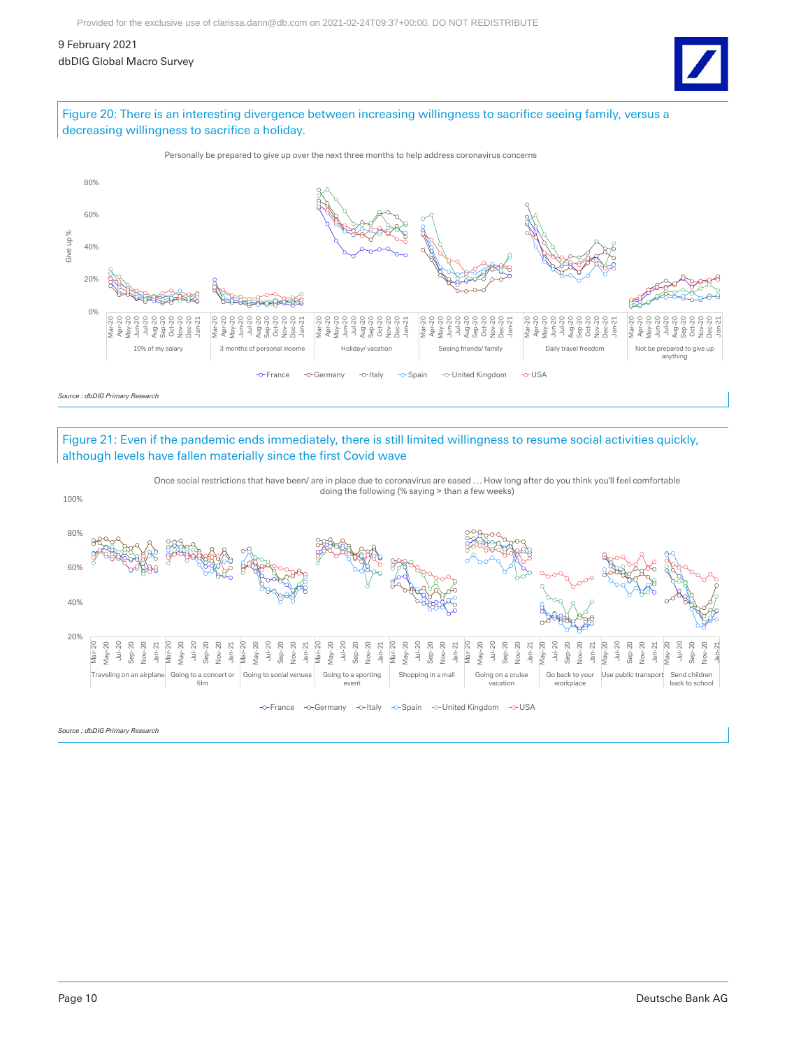Figure 20: There is an interesting divergence between increasing willingness to sacrifice seeing family, versus a decreasing willingness to sacrifice a holiday.

Personally be prepared to give up over the next three months to help address coronavirus concerns

Categories: 10% of my salary; 3 months of personal income; Holiday/ vacation; Seeing friends/ family; Daily travel freedom; Not be prepared to give up anything

Legend: France, Germany, Italy, Spain, United Kingdom, USA

*Source : dbDIG Primary Research*

Figure 21: Even if the pandemic ends immediately, there is still limited willingness to resume social activities quickly, although levels have fallen materially since the first Covid wave

Once social restrictions that have been/ are in place due to coronavirus are eased … How long after do you think you'll feel comfortable doing the following (% saying > than a few weeks)

Categories: Traveling on an airplane; Going to a concert or film; Going to social venues; Going to a sporting event; Shopping in a mall; Going on a cruise vacation; Go back to your workplace; Use public transport; Send children back to school

Legend: France, Germany, Italy, Spain, United Kingdom, USA

*Source : dbDIG Primary Research*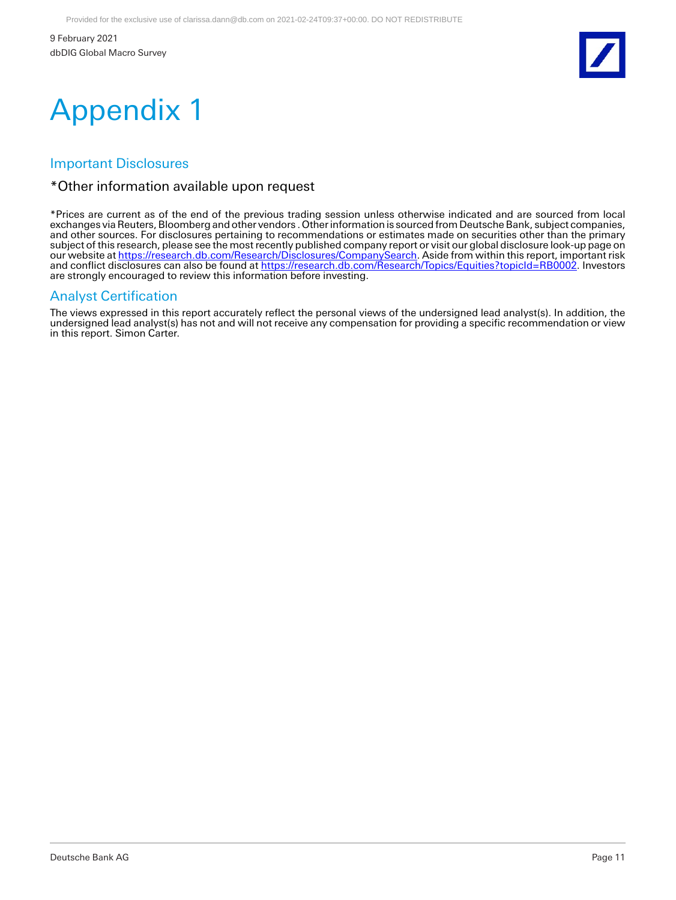# Appendix 1

## Important Disclosures

### *Other information available upon request

*Prices are current as of the end of the previous trading session unless otherwise indicated and are sourced from local exchanges via Reuters, Bloomberg and other vendors . Other information is sourced from Deutsche Bank, subject companies, and other sources. For disclosures pertaining to recommendations or estimates made on securities other than the primary subject of this research, please see the most recently published company report or visit our global disclosure look-up page on our website at https://research.db.com/Research/Disclosures/CompanySearch. Aside from within this report, important risk and conflict disclosures can also be found at https://research.db.com/Research/Topics/Equities?topicId=RB0002. Investors are strongly encouraged to review this information before investing.

## Analyst Certification

The views expressed in this report accurately reflect the personal views of the undersigned lead analyst(s). In addition, the undersigned lead analyst(s) has not and will not receive any compensation for providing a specific recommendation or view in this report. Simon Carter.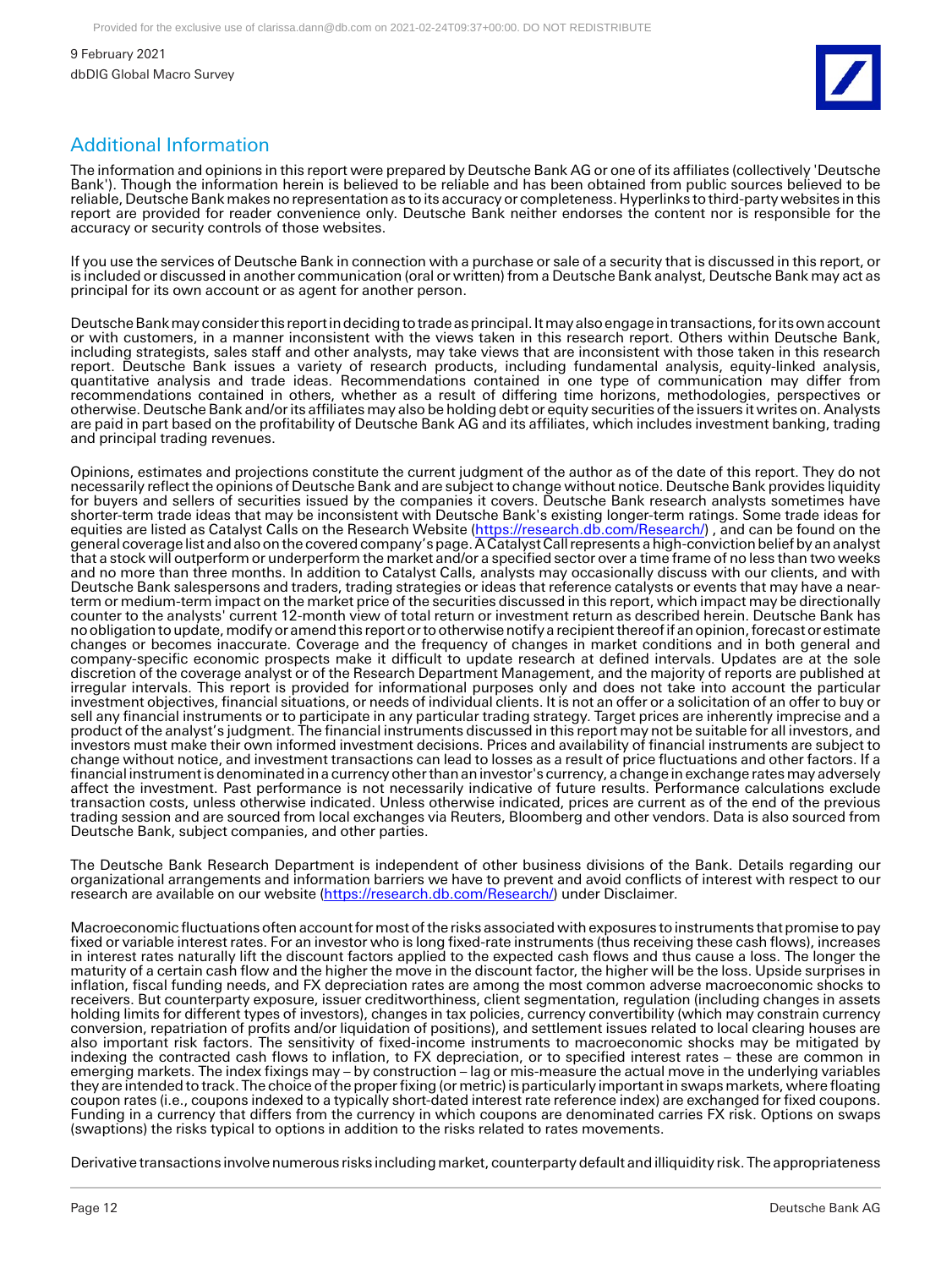## Additional Information

The information and opinions in this report were prepared by Deutsche Bank AG or one of its affiliates (collectively 'Deutsche Bank'). Though the information herein is believed to be reliable and has been obtained from public sources believed to be reliable, Deutsche Bank makes no representation as to its accuracy or completeness. Hyperlinks to third-party websites in this report are provided for reader convenience only. Deutsche Bank neither endorses the content nor is responsible for the accuracy or security controls of those websites.

If you use the services of Deutsche Bank in connection with a purchase or sale of a security that is discussed in this report, or is included or discussed in another communication (oral or written) from a Deutsche Bank analyst, Deutsche Bank may act as principal for its own account or as agent for another person.

Deutsche Bank may consider this report in deciding to trade as principal. It may also engage in transactions, for its own account or with customers, in a manner inconsistent with the views taken in this research report. Others within Deutsche Bank, including strategists, sales staff and other analysts, may take views that are inconsistent with those taken in this research report. Deutsche Bank issues a variety of research products, including fundamental analysis, equity-linked analysis, quantitative analysis and trade ideas. Recommendations contained in one type of communication may differ from recommendations contained in others, whether as a result of differing time horizons, methodologies, perspectives or otherwise. Deutsche Bank and/or its affiliates may also be holding debt or equity securities of the issuers it writes on. Analysts are paid in part based on the profitability of Deutsche Bank AG and its affiliates, which includes investment banking, trading and principal trading revenues.

Opinions, estimates and projections constitute the current judgment of the author as of the date of this report. They do not necessarily reflect the opinions of Deutsche Bank and are subject to change without notice. Deutsche Bank provides liquidity for buyers and sellers of securities issued by the companies it covers. Deutsche Bank research analysts sometimes have shorter-term trade ideas that may be inconsistent with Deutsche Bank's existing longer-term ratings. Some trade ideas for equities are listed as Catalyst Calls on the Research Website (https://research.db.com/Research/) , and can be found on the general coverage list and also on the covered company's page. A Catalyst Call represents a high-conviction belief by an analyst that a stock will outperform or underperform the market and/or a specified sector over a time frame of no less than two weeks and no more than three months. In addition to Catalyst Calls, analysts may occasionally discuss with our clients, and with Deutsche Bank salespersons and traders, trading strategies or ideas that reference catalysts or events that may have a near-term or medium-term impact on the market price of the securities discussed in this report, which impact may be directionally counter to the analysts' current 12-month view of total return or investment return as described herein. Deutsche Bank has no obligation to update, modify or amend this report or to otherwise notify a recipient thereof if an opinion, forecast or estimate changes or becomes inaccurate. Coverage and the frequency of changes in market conditions and in both general and company-specific economic prospects make it difficult to update research at defined intervals. Updates are at the sole discretion of the coverage analyst or of the Research Department Management, and the majority of reports are published at irregular intervals. This report is provided for informational purposes only and does not take into account the particular investment objectives, financial situations, or needs of individual clients. It is not an offer or a solicitation of an offer to buy or sell any financial instruments or to participate in any particular trading strategy. Target prices are inherently imprecise and a product of the analyst's judgment. The financial instruments discussed in this report may not be suitable for all investors, and investors must make their own informed investment decisions. Prices and availability of financial instruments are subject to change without notice, and investment transactions can lead to losses as a result of price fluctuations and other factors. If a financial instrument is denominated in a currency other than an investor's currency, a change in exchange rates may adversely affect the investment. Past performance is not necessarily indicative of future results. Performance calculations exclude transaction costs, unless otherwise indicated. Unless otherwise indicated, prices are current as of the end of the previous trading session and are sourced from local exchanges via Reuters, Bloomberg and other vendors. Data is also sourced from Deutsche Bank, subject companies, and other parties.

The Deutsche Bank Research Department is independent of other business divisions of the Bank. Details regarding our organizational arrangements and information barriers we have to prevent and avoid conflicts of interest with respect to our research are available on our website (https://research.db.com/Research/) under Disclaimer.

Macroeconomic fluctuations often account for most of the risks associated with exposures to instruments that promise to pay fixed or variable interest rates. For an investor who is long fixed-rate instruments (thus receiving these cash flows), increases in interest rates naturally lift the discount factors applied to the expected cash flows and thus cause a loss. The longer the maturity of a certain cash flow and the higher the move in the discount factor, the higher will be the loss. Upside surprises in inflation, fiscal funding needs, and FX depreciation rates are among the most common adverse macroeconomic shocks to receivers. But counterparty exposure, issuer creditworthiness, client segmentation, regulation (including changes in assets holding limits for different types of investors), changes in tax policies, currency convertibility (which may constrain currency conversion, repatriation of profits and/or liquidation of positions), and settlement issues related to local clearing houses are also important risk factors. The sensitivity of fixed-income instruments to macroeconomic shocks may be mitigated by indexing the contracted cash flows to inflation, to FX depreciation, or to specified interest rates – these are common in emerging markets. The index fixings may – by construction – lag or mis-measure the actual move in the underlying variables they are intended to track. The choice of the proper fixing (or metric) is particularly important in swaps markets, where floating coupon rates (i.e., coupons indexed to a typically short-dated interest rate reference index) are exchanged for fixed coupons. Funding in a currency that differs from the currency in which coupons are denominated carries FX risk. Options on swaps (swaptions) the risks typical to options in addition to the risks related to rates movements.

Derivative transactions involve numerous risks including market, counterparty default and illiquidity risk. The appropriateness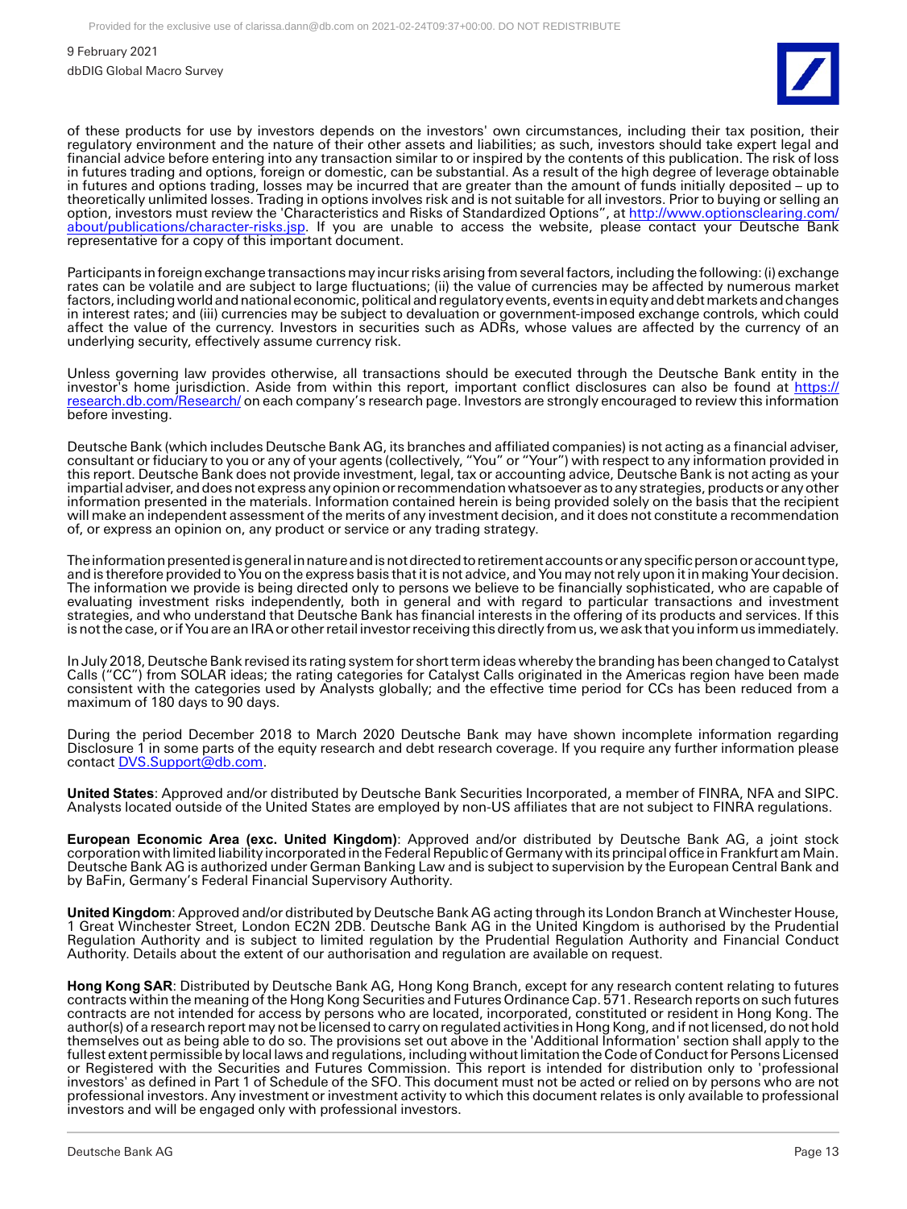of these products for use by investors depends on the investors' own circumstances, including their tax position, their regulatory environment and the nature of their other assets and liabilities; as such, investors should take expert legal and financial advice before entering into any transaction similar to or inspired by the contents of this publication. The risk of loss in futures trading and options, foreign or domestic, can be substantial. As a result of the high degree of leverage obtainable in futures and options trading, losses may be incurred that are greater than the amount of funds initially deposited – up to theoretically unlimited losses. Trading in options involves risk and is not suitable for all investors. Prior to buying or selling an option, investors must review the 'Characteristics and Risks of Standardized Options", at http://www.optionsclearing.com/about/publications/character-risks.jsp. If you are unable to access the website, please contact your Deutsche Bank representative for a copy of this important document.

Participants in foreign exchange transactions may incur risks arising from several factors, including the following: (i) exchange rates can be volatile and are subject to large fluctuations; (ii) the value of currencies may be affected by numerous market factors, including world and national economic, political and regulatory events, events in equity and debt markets and changes in interest rates; and (iii) currencies may be subject to devaluation or government-imposed exchange controls, which could affect the value of the currency. Investors in securities such as ADRs, whose values are affected by the currency of an underlying security, effectively assume currency risk.

Unless governing law provides otherwise, all transactions should be executed through the Deutsche Bank entity in the investor's home jurisdiction. Aside from within this report, important conflict disclosures can also be found at https://research.db.com/Research/ on each company's research page. Investors are strongly encouraged to review this information before investing.

Deutsche Bank (which includes Deutsche Bank AG, its branches and affiliated companies) is not acting as a financial adviser, consultant or fiduciary to you or any of your agents (collectively, "You" or "Your") with respect to any information provided in this report. Deutsche Bank does not provide investment, legal, tax or accounting advice, Deutsche Bank is not acting as your impartial adviser, and does not express any opinion or recommendation whatsoever as to any strategies, products or any other information presented in the materials. Information contained herein is being provided solely on the basis that the recipient will make an independent assessment of the merits of any investment decision, and it does not constitute a recommendation of, or express an opinion on, any product or service or any trading strategy.

The information presented is general in nature and is not directed to retirement accounts or any specific person or account type, and is therefore provided to You on the express basis that it is not advice, and You may not rely upon it in making Your decision. The information we provide is being directed only to persons we believe to be financially sophisticated, who are capable of evaluating investment risks independently, both in general and with regard to particular transactions and investment strategies, and who understand that Deutsche Bank has financial interests in the offering of its products and services. If this is not the case, or if You are an IRA or other retail investor receiving this directly from us, we ask that you inform us immediately.

In July 2018, Deutsche Bank revised its rating system for short term ideas whereby the branding has been changed to Catalyst Calls ("CC") from SOLAR ideas; the rating categories for Catalyst Calls originated in the Americas region have been made consistent with the categories used by Analysts globally; and the effective time period for CCs has been reduced from a maximum of 180 days to 90 days.

During the period December 2018 to March 2020 Deutsche Bank may have shown incomplete information regarding Disclosure 1 in some parts of the equity research and debt research coverage. If you require any further information please contact DVS.Support@db.com.

**United States**: Approved and/or distributed by Deutsche Bank Securities Incorporated, a member of FINRA, NFA and SIPC. Analysts located outside of the United States are employed by non-US affiliates that are not subject to FINRA regulations.

**European Economic Area (exc. United Kingdom)**: Approved and/or distributed by Deutsche Bank AG, a joint stock corporation with limited liability incorporated in the Federal Republic of Germany with its principal office in Frankfurt am Main. Deutsche Bank AG is authorized under German Banking Law and is subject to supervision by the European Central Bank and by BaFin, Germany's Federal Financial Supervisory Authority.

**United Kingdom**: Approved and/or distributed by Deutsche Bank AG acting through its London Branch at Winchester House, 1 Great Winchester Street, London EC2N 2DB. Deutsche Bank AG in the United Kingdom is authorised by the Prudential Regulation Authority and is subject to limited regulation by the Prudential Regulation Authority and Financial Conduct Authority. Details about the extent of our authorisation and regulation are available on request.

**Hong Kong SAR**: Distributed by Deutsche Bank AG, Hong Kong Branch, except for any research content relating to futures contracts within the meaning of the Hong Kong Securities and Futures Ordinance Cap. 571. Research reports on such futures contracts are not intended for access by persons who are located, incorporated, constituted or resident in Hong Kong. The author(s) of a research report may not be licensed to carry on regulated activities in Hong Kong, and if not licensed, do not hold themselves out as being able to do so. The provisions set out above in the 'Additional Information' section shall apply to the fullest extent permissible by local laws and regulations, including without limitation the Code of Conduct for Persons Licensed or Registered with the Securities and Futures Commission. This report is intended for distribution only to 'professional investors' as defined in Part 1 of Schedule of the SFO. This document must not be acted or relied on by persons who are not professional investors. Any investment or investment activity to which this document relates is only available to professional investors and will be engaged only with professional investors.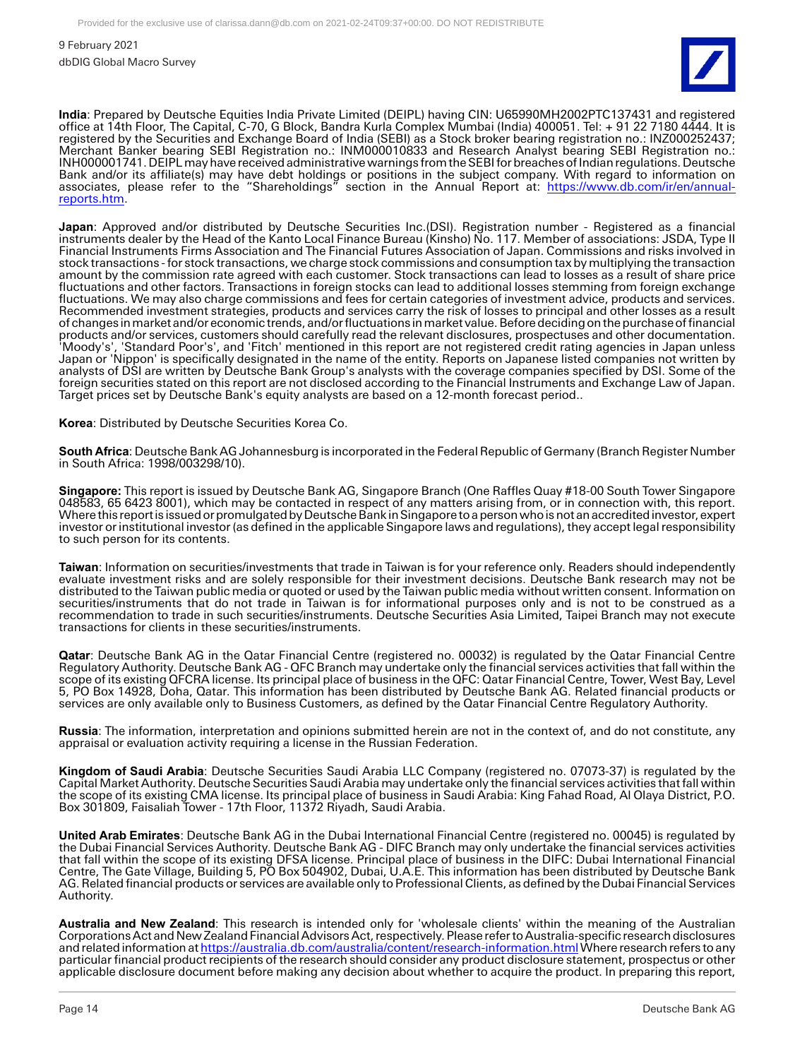**India**: Prepared by Deutsche Equities India Private Limited (DEIPL) having CIN: U65990MH2002PTC137431 and registered office at 14th Floor, The Capital, C-70, G Block, Bandra Kurla Complex Mumbai (India) 400051. Tel: + 91 22 7180 4444. It is registered by the Securities and Exchange Board of India (SEBI) as a Stock broker bearing registration no.: INZ000252437; Merchant Banker bearing SEBI Registration no.: INM000010833 and Research Analyst bearing SEBI Registration no.: INH000001741. DEIPL may have received administrative warnings from the SEBI for breaches of Indian regulations. Deutsche Bank and/or its affiliate(s) may have debt holdings or positions in the subject company. With regard to information on associates, please refer to the "Shareholdings" section in the Annual Report at: https://www.db.com/ir/en/annual-reports.htm.

**Japan**: Approved and/or distributed by Deutsche Securities Inc.(DSI). Registration number - Registered as a financial instruments dealer by the Head of the Kanto Local Finance Bureau (Kinsho) No. 117. Member of associations: JSDA, Type II Financial Instruments Firms Association and The Financial Futures Association of Japan. Commissions and risks involved in stock transactions - for stock transactions, we charge stock commissions and consumption tax by multiplying the transaction amount by the commission rate agreed with each customer. Stock transactions can lead to losses as a result of share price fluctuations and other factors. Transactions in foreign stocks can lead to additional losses stemming from foreign exchange fluctuations. We may also charge commissions and fees for certain categories of investment advice, products and services. Recommended investment strategies, products and services carry the risk of losses to principal and other losses as a result of changes in market and/or economic trends, and/or fluctuations in market value. Before deciding on the purchase of financial products and/or services, customers should carefully read the relevant disclosures, prospectuses and other documentation. 'Moody's', 'Standard Poor's', and 'Fitch' mentioned in this report are not registered credit rating agencies in Japan unless Japan or 'Nippon' is specifically designated in the name of the entity. Reports on Japanese listed companies not written by analysts of DSI are written by Deutsche Bank Group's analysts with the coverage companies specified by DSI. Some of the foreign securities stated on this report are not disclosed according to the Financial Instruments and Exchange Law of Japan. Target prices set by Deutsche Bank's equity analysts are based on a 12-month forecast period..

**Korea**: Distributed by Deutsche Securities Korea Co.

**South Africa**: Deutsche Bank AG Johannesburg is incorporated in the Federal Republic of Germany (Branch Register Number in South Africa: 1998/003298/10).

**Singapore:** This report is issued by Deutsche Bank AG, Singapore Branch (One Raffles Quay #18-00 South Tower Singapore 048583, 65 6423 8001), which may be contacted in respect of any matters arising from, or in connection with, this report. Where this report is issued or promulgated by Deutsche Bank in Singapore to a person who is not an accredited investor, expert investor or institutional investor (as defined in the applicable Singapore laws and regulations), they accept legal responsibility to such person for its contents.

**Taiwan**: Information on securities/investments that trade in Taiwan is for your reference only. Readers should independently evaluate investment risks and are solely responsible for their investment decisions. Deutsche Bank research may not be distributed to the Taiwan public media or quoted or used by the Taiwan public media without written consent. Information on securities/instruments that do not trade in Taiwan is for informational purposes only and is not to be construed as a recommendation to trade in such securities/instruments. Deutsche Securities Asia Limited, Taipei Branch may not execute transactions for clients in these securities/instruments.

**Qatar**: Deutsche Bank AG in the Qatar Financial Centre (registered no. 00032) is regulated by the Qatar Financial Centre Regulatory Authority. Deutsche Bank AG - QFC Branch may undertake only the financial services activities that fall within the scope of its existing QFCRA license. Its principal place of business in the QFC: Qatar Financial Centre, Tower, West Bay, Level 5, PO Box 14928, Doha, Qatar. This information has been distributed by Deutsche Bank AG. Related financial products or services are only available only to Business Customers, as defined by the Qatar Financial Centre Regulatory Authority.

**Russia**: The information, interpretation and opinions submitted herein are not in the context of, and do not constitute, any appraisal or evaluation activity requiring a license in the Russian Federation.

**Kingdom of Saudi Arabia**: Deutsche Securities Saudi Arabia LLC Company (registered no. 07073-37) is regulated by the Capital Market Authority. Deutsche Securities Saudi Arabia may undertake only the financial services activities that fall within the scope of its existing CMA license. Its principal place of business in Saudi Arabia: King Fahad Road, Al Olaya District, P.O. Box 301809, Faisaliah Tower - 17th Floor, 11372 Riyadh, Saudi Arabia.

**United Arab Emirates**: Deutsche Bank AG in the Dubai International Financial Centre (registered no. 00045) is regulated by the Dubai Financial Services Authority. Deutsche Bank AG - DIFC Branch may only undertake the financial services activities that fall within the scope of its existing DFSA license. Principal place of business in the DIFC: Dubai International Financial Centre, The Gate Village, Building 5, PO Box 504902, Dubai, U.A.E. This information has been distributed by Deutsche Bank AG. Related financial products or services are available only to Professional Clients, as defined by the Dubai Financial Services Authority.

**Australia and New Zealand**: This research is intended only for 'wholesale clients' within the meaning of the Australian Corporations Act and New Zealand Financial Advisors Act, respectively. Please refer to Australia-specific research disclosures and related information at https://australia.db.com/australia/content/research-information.html Where research refers to any particular financial product recipients of the research should consider any product disclosure statement, prospectus or other applicable disclosure document before making any decision about whether to acquire the product. In preparing this report,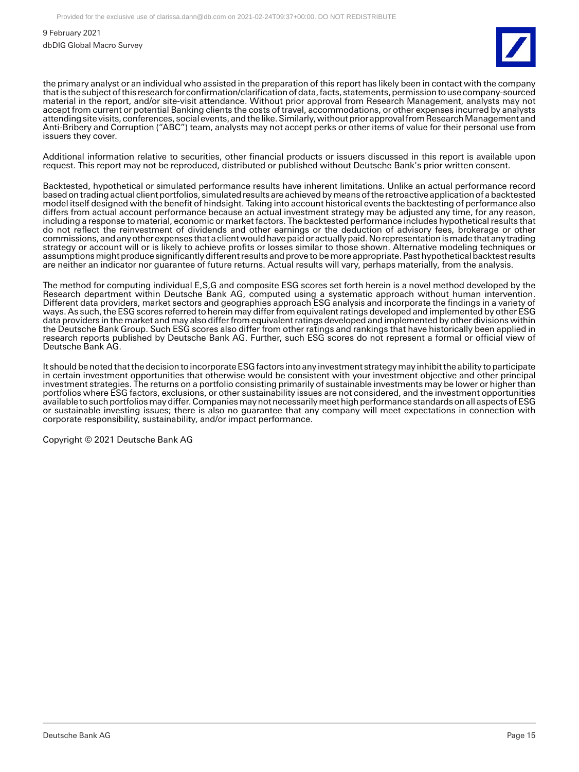the primary analyst or an individual who assisted in the preparation of this report has likely been in contact with the company that is the subject of this research for confirmation/clarification of data, facts, statements, permission to use company-sourced material in the report, and/or site-visit attendance. Without prior approval from Research Management, analysts may not accept from current or potential Banking clients the costs of travel, accommodations, or other expenses incurred by analysts attending site visits, conferences, social events, and the like. Similarly, without prior approval from Research Management and Anti-Bribery and Corruption ("ABC") team, analysts may not accept perks or other items of value for their personal use from issuers they cover.

Additional information relative to securities, other financial products or issuers discussed in this report is available upon request. This report may not be reproduced, distributed or published without Deutsche Bank's prior written consent.

Backtested, hypothetical or simulated performance results have inherent limitations. Unlike an actual performance record based on trading actual client portfolios, simulated results are achieved by means of the retroactive application of a backtested model itself designed with the benefit of hindsight. Taking into account historical events the backtesting of performance also differs from actual account performance because an actual investment strategy may be adjusted any time, for any reason, including a response to material, economic or market factors. The backtested performance includes hypothetical results that do not reflect the reinvestment of dividends and other earnings or the deduction of advisory fees, brokerage or other commissions, and any other expenses that a client would have paid or actually paid. No representation is made that any trading strategy or account will or is likely to achieve profits or losses similar to those shown. Alternative modeling techniques or assumptions might produce significantly different results and prove to be more appropriate. Past hypothetical backtest results are neither an indicator nor guarantee of future returns. Actual results will vary, perhaps materially, from the analysis.

The method for computing individual E,S,G and composite ESG scores set forth herein is a novel method developed by the Research department within Deutsche Bank AG, computed using a systematic approach without human intervention. Different data providers, market sectors and geographies approach ESG analysis and incorporate the findings in a variety of ways. As such, the ESG scores referred to herein may differ from equivalent ratings developed and implemented by other ESG data providers in the market and may also differ from equivalent ratings developed and implemented by other divisions within the Deutsche Bank Group. Such ESG scores also differ from other ratings and rankings that have historically been applied in research reports published by Deutsche Bank AG. Further, such ESG scores do not represent a formal or official view of Deutsche Bank AG.

It should be noted that the decision to incorporate ESG factors into any investment strategy may inhibit the ability to participate in certain investment opportunities that otherwise would be consistent with your investment objective and other principal investment strategies. The returns on a portfolio consisting primarily of sustainable investments may be lower or higher than portfolios where ESG factors, exclusions, or other sustainability issues are not considered, and the investment opportunities available to such portfolios may differ. Companies may not necessarily meet high performance standards on all aspects of ESG or sustainable investing issues; there is also no guarantee that any company will meet expectations in connection with corporate responsibility, sustainability, and/or impact performance.

Copyright © 2021 Deutsche Bank AG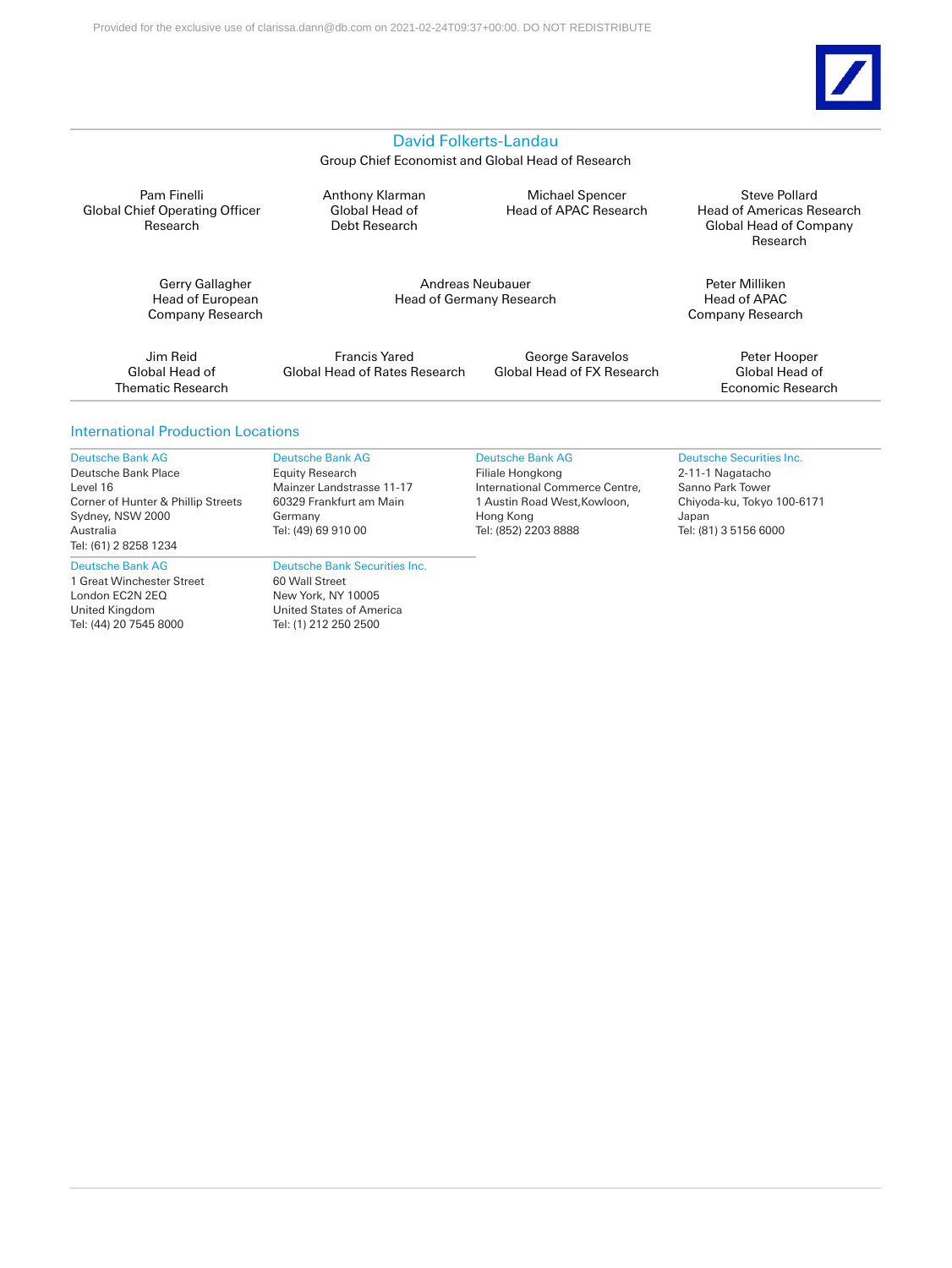**David Folkerts-Landau**
Group Chief Economist and Global Head of Research

Pam Finelli
Global Chief Operating Officer
Research

Anthony Klarman
Global Head of
Debt Research

Michael Spencer
Head of APAC Research

Steve Pollard
Head of Americas Research
Global Head of Company
Research

Gerry Gallagher
Head of European
Company Research

Andreas Neubauer
Head of Germany Research

Peter Milliken
Head of APAC
Company Research

Jim Reid
Global Head of
Thematic Research

Francis Yared
Global Head of Rates Research

George Saravelos
Global Head of FX Research

Peter Hooper
Global Head of
Economic Research

## International Production Locations

**Deutsche Bank AG**
Deutsche Bank Place
Level 16
Corner of Hunter & Phillip Streets
Sydney, NSW 2000
Australia
Tel: (61) 2 8258 1234

**Deutsche Bank AG**
Equity Research
Mainzer Landstrasse 11-17
60329 Frankfurt am Main
Germany
Tel: (49) 69 910 00

**Deutsche Bank AG**
Filiale Hongkong
International Commerce Centre,
1 Austin Road West,Kowloon,
Hong Kong
Tel: (852) 2203 8888

**Deutsche Securities Inc.**
2-11-1 Nagatacho
Sanno Park Tower
Chiyoda-ku, Tokyo 100-6171
Japan
Tel: (81) 3 5156 6000

**Deutsche Bank AG**
1 Great Winchester Street
London EC2N 2EQ
United Kingdom
Tel: (44) 20 7545 8000

**Deutsche Bank Securities Inc.**
60 Wall Street
New York, NY 10005
United States of America
Tel: (1) 212 250 2500